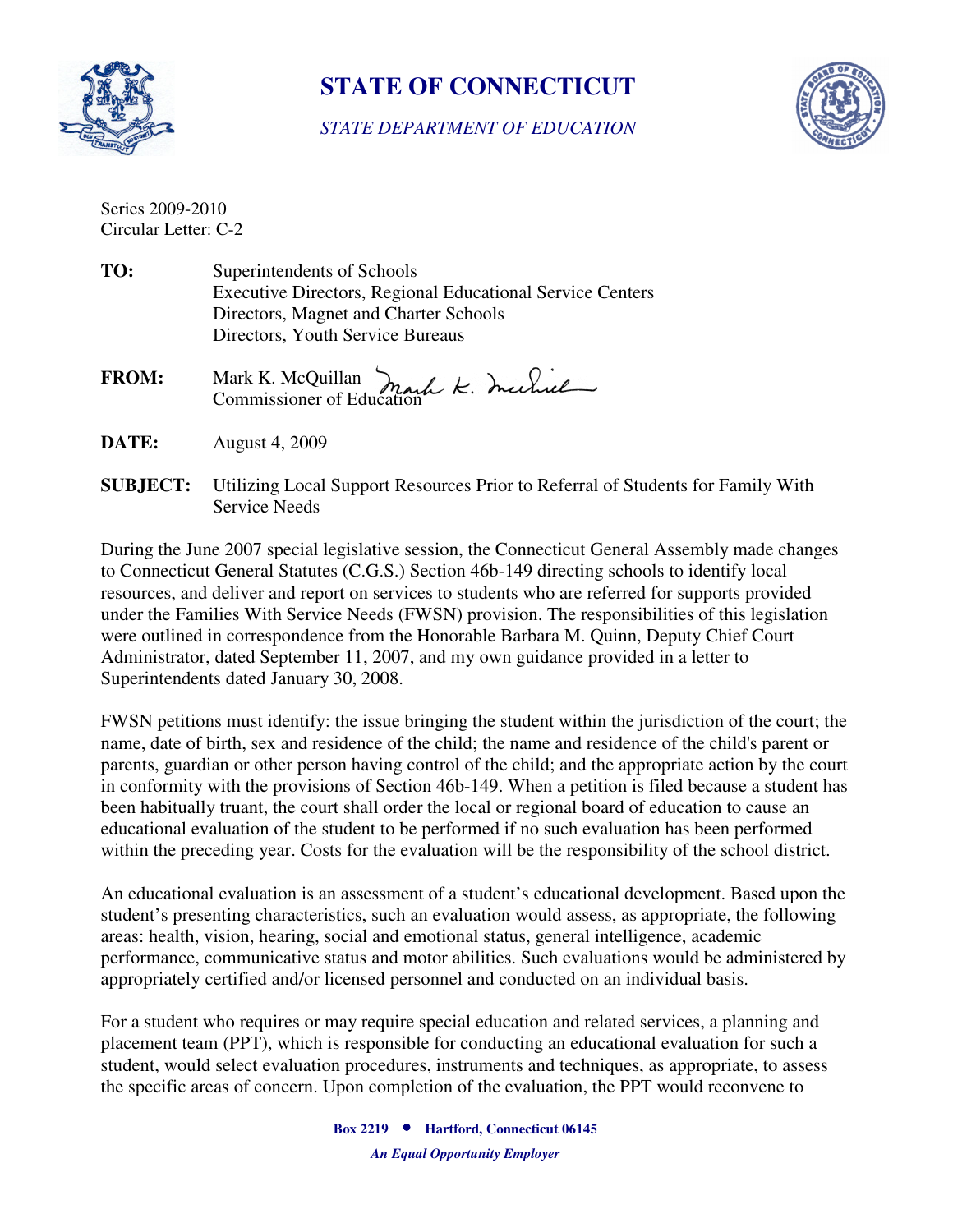# STATE OF CONNECTICUT

*STATE DEPARTMENT OF EDUCATION*

Series 2009-2010
Circular Letter: C-2

**TO:** Superintendents of Schools
Executive Directors, Regional Educational Service Centers
Directors, Magnet and Charter Schools
Directors, Youth Service Bureaus

**FROM:** Mark K. McQuillan
Commissioner of Education

**DATE:** August 4, 2009

**SUBJECT:** Utilizing Local Support Resources Prior to Referral of Students for Family With Service Needs

During the June 2007 special legislative session, the Connecticut General Assembly made changes to Connecticut General Statutes (C.G.S.) Section 46b-149 directing schools to identify local resources, and deliver and report on services to students who are referred for supports provided under the Families With Service Needs (FWSN) provision. The responsibilities of this legislation were outlined in correspondence from the Honorable Barbara M. Quinn, Deputy Chief Court Administrator, dated September 11, 2007, and my own guidance provided in a letter to Superintendents dated January 30, 2008.

FWSN petitions must identify: the issue bringing the student within the jurisdiction of the court; the name, date of birth, sex and residence of the child; the name and residence of the child's parent or parents, guardian or other person having control of the child; and the appropriate action by the court in conformity with the provisions of Section 46b-149. When a petition is filed because a student has been habitually truant, the court shall order the local or regional board of education to cause an educational evaluation of the student to be performed if no such evaluation has been performed within the preceding year. Costs for the evaluation will be the responsibility of the school district.

An educational evaluation is an assessment of a student's educational development. Based upon the student's presenting characteristics, such an evaluation would assess, as appropriate, the following areas: health, vision, hearing, social and emotional status, general intelligence, academic performance, communicative status and motor abilities. Such evaluations would be administered by appropriately certified and/or licensed personnel and conducted on an individual basis.

For a student who requires or may require special education and related services, a planning and placement team (PPT), which is responsible for conducting an educational evaluation for such a student, would select evaluation procedures, instruments and techniques, as appropriate, to assess the specific areas of concern. Upon completion of the evaluation, the PPT would reconvene to

**Box 2219 • Hartford, Connecticut 06145**

***An Equal Opportunity Employer***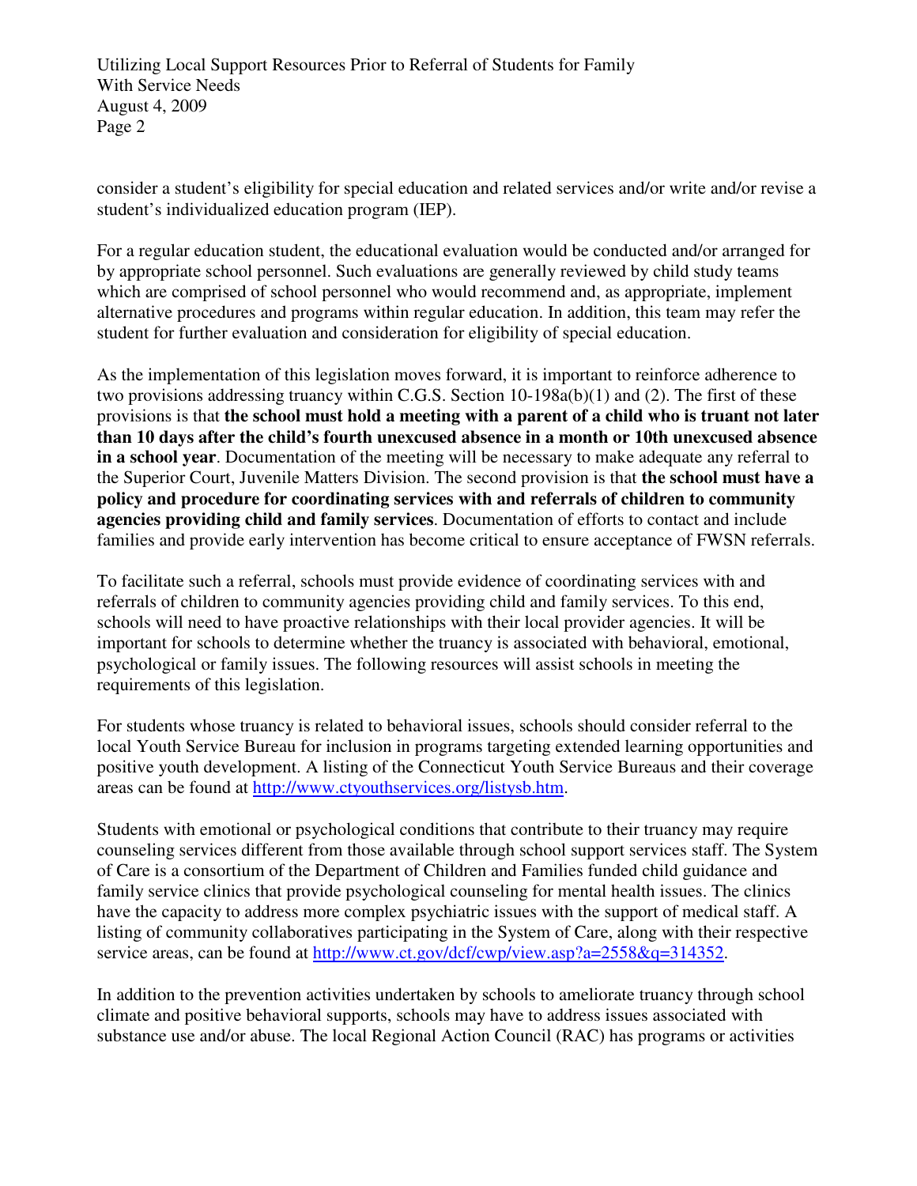consider a student's eligibility for special education and related services and/or write and/or revise a student's individualized education program (IEP).

For a regular education student, the educational evaluation would be conducted and/or arranged for by appropriate school personnel. Such evaluations are generally reviewed by child study teams which are comprised of school personnel who would recommend and, as appropriate, implement alternative procedures and programs within regular education. In addition, this team may refer the student for further evaluation and consideration for eligibility of special education.

As the implementation of this legislation moves forward, it is important to reinforce adherence to two provisions addressing truancy within C.G.S. Section 10-198a(b)(1) and (2). The first of these provisions is that **the school must hold a meeting with a parent of a child who is truant not later than 10 days after the child's fourth unexcused absence in a month or 10th unexcused absence in a school year**. Documentation of the meeting will be necessary to make adequate any referral to the Superior Court, Juvenile Matters Division. The second provision is that **the school must have a policy and procedure for coordinating services with and referrals of children to community agencies providing child and family services**. Documentation of efforts to contact and include families and provide early intervention has become critical to ensure acceptance of FWSN referrals.

To facilitate such a referral, schools must provide evidence of coordinating services with and referrals of children to community agencies providing child and family services. To this end, schools will need to have proactive relationships with their local provider agencies. It will be important for schools to determine whether the truancy is associated with behavioral, emotional, psychological or family issues. The following resources will assist schools in meeting the requirements of this legislation.

For students whose truancy is related to behavioral issues, schools should consider referral to the local Youth Service Bureau for inclusion in programs targeting extended learning opportunities and positive youth development. A listing of the Connecticut Youth Service Bureaus and their coverage areas can be found at [http://www.ctyouthservices.org/listysb.htm](http://www.ctyouthservices.org/listysb.htm).

Students with emotional or psychological conditions that contribute to their truancy may require counseling services different from those available through school support services staff. The System of Care is a consortium of the Department of Children and Families funded child guidance and family service clinics that provide psychological counseling for mental health issues. The clinics have the capacity to address more complex psychiatric issues with the support of medical staff. A listing of community collaboratives participating in the System of Care, along with their respective service areas, can be found at [http://www.ct.gov/dcf/cwp/view.asp?a=2558&q=314352](http://www.ct.gov/dcf/cwp/view.asp?a=2558&q=314352).

In addition to the prevention activities undertaken by schools to ameliorate truancy through school climate and positive behavioral supports, schools may have to address issues associated with substance use and/or abuse. The local Regional Action Council (RAC) has programs or activities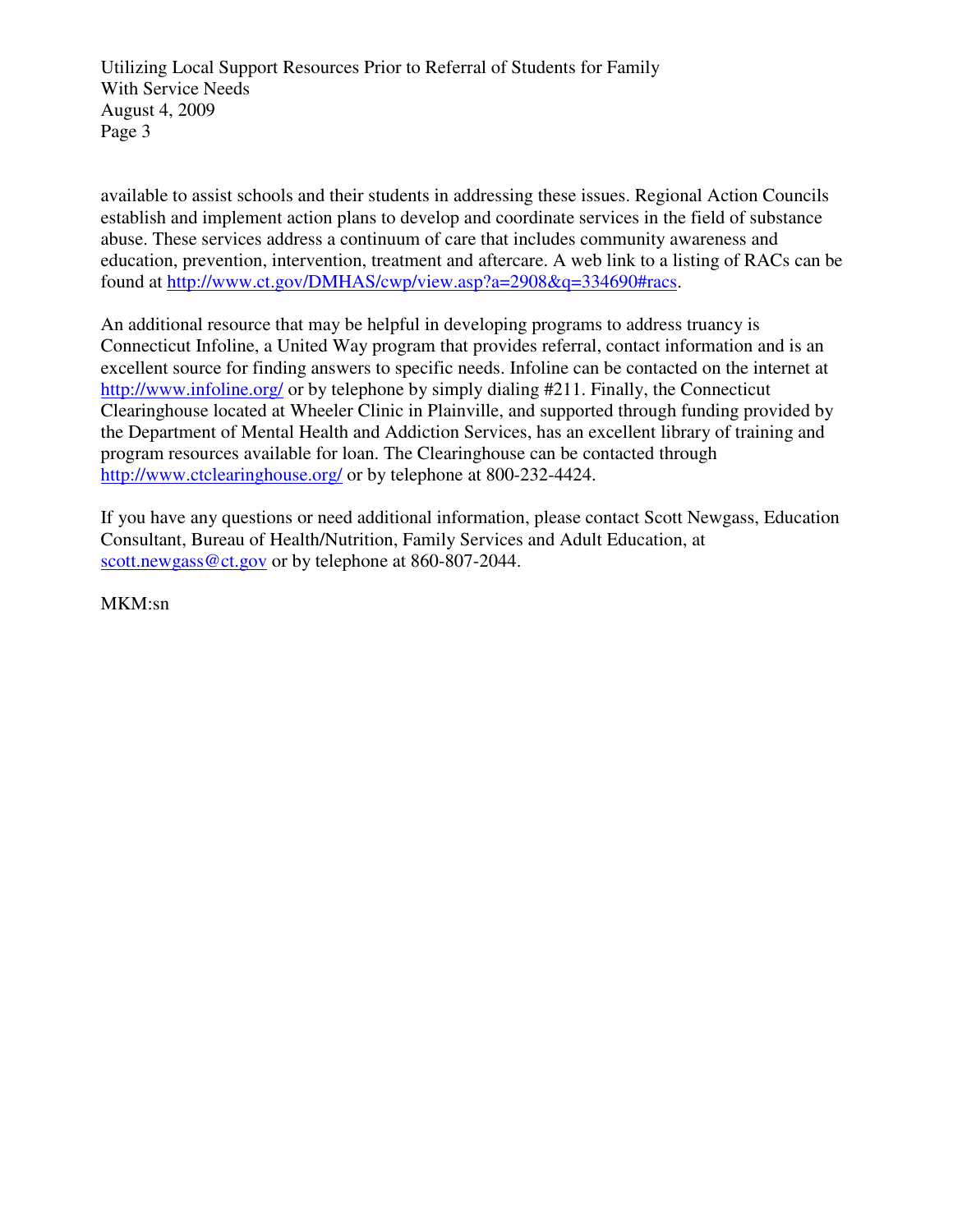available to assist schools and their students in addressing these issues. Regional Action Councils establish and implement action plans to develop and coordinate services in the field of substance abuse. These services address a continuum of care that includes community awareness and education, prevention, intervention, treatment and aftercare. A web link to a listing of RACs can be found at http://www.ct.gov/DMHAS/cwp/view.asp?a=2908&q=334690#racs.

An additional resource that may be helpful in developing programs to address truancy is Connecticut Infoline, a United Way program that provides referral, contact information and is an excellent source for finding answers to specific needs. Infoline can be contacted on the internet at http://www.infoline.org/ or by telephone by simply dialing #211. Finally, the Connecticut Clearinghouse located at Wheeler Clinic in Plainville, and supported through funding provided by the Department of Mental Health and Addiction Services, has an excellent library of training and program resources available for loan. The Clearinghouse can be contacted through http://www.ctclearinghouse.org/ or by telephone at 800-232-4424.

If you have any questions or need additional information, please contact Scott Newgass, Education Consultant, Bureau of Health/Nutrition, Family Services and Adult Education, at scott.newgass@ct.gov or by telephone at 860-807-2044.

MKM:sn